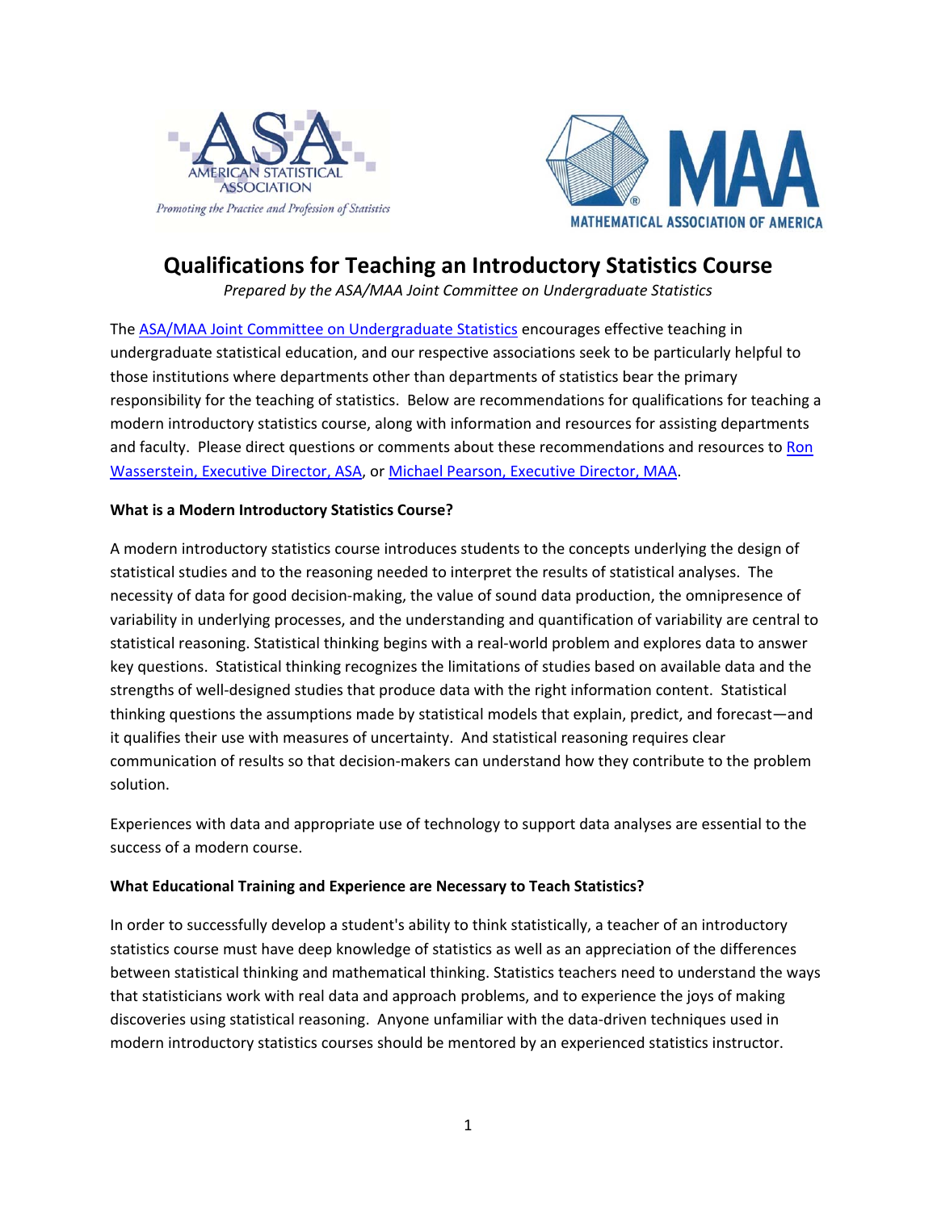# Qualifications for Teaching an Introductory Statistics Course

*Prepared by the ASA/MAA Joint Committee on Undergraduate Statistics*

The ASA/MAA Joint Committee on Undergraduate Statistics encourages effective teaching in undergraduate statistical education, and our respective associations seek to be particularly helpful to those institutions where departments other than departments of statistics bear the primary responsibility for the teaching of statistics. Below are recommendations for qualifications for teaching a modern introductory statistics course, along with information and resources for assisting departments and faculty. Please direct questions or comments about these recommendations and resources to Ron Wasserstein, Executive Director, ASA, or Michael Pearson, Executive Director, MAA.

**What is a Modern Introductory Statistics Course?**

A modern introductory statistics course introduces students to the concepts underlying the design of statistical studies and to the reasoning needed to interpret the results of statistical analyses. The necessity of data for good decision-making, the value of sound data production, the omnipresence of variability in underlying processes, and the understanding and quantification of variability are central to statistical reasoning. Statistical thinking begins with a real-world problem and explores data to answer key questions. Statistical thinking recognizes the limitations of studies based on available data and the strengths of well-designed studies that produce data with the right information content. Statistical thinking questions the assumptions made by statistical models that explain, predict, and forecast—and it qualifies their use with measures of uncertainty. And statistical reasoning requires clear communication of results so that decision-makers can understand how they contribute to the problem solution.

Experiences with data and appropriate use of technology to support data analyses are essential to the success of a modern course.

**What Educational Training and Experience are Necessary to Teach Statistics?**

In order to successfully develop a student's ability to think statistically, a teacher of an introductory statistics course must have deep knowledge of statistics as well as an appreciation of the differences between statistical thinking and mathematical thinking. Statistics teachers need to understand the ways that statisticians work with real data and approach problems, and to experience the joys of making discoveries using statistical reasoning. Anyone unfamiliar with the data-driven techniques used in modern introductory statistics courses should be mentored by an experienced statistics instructor.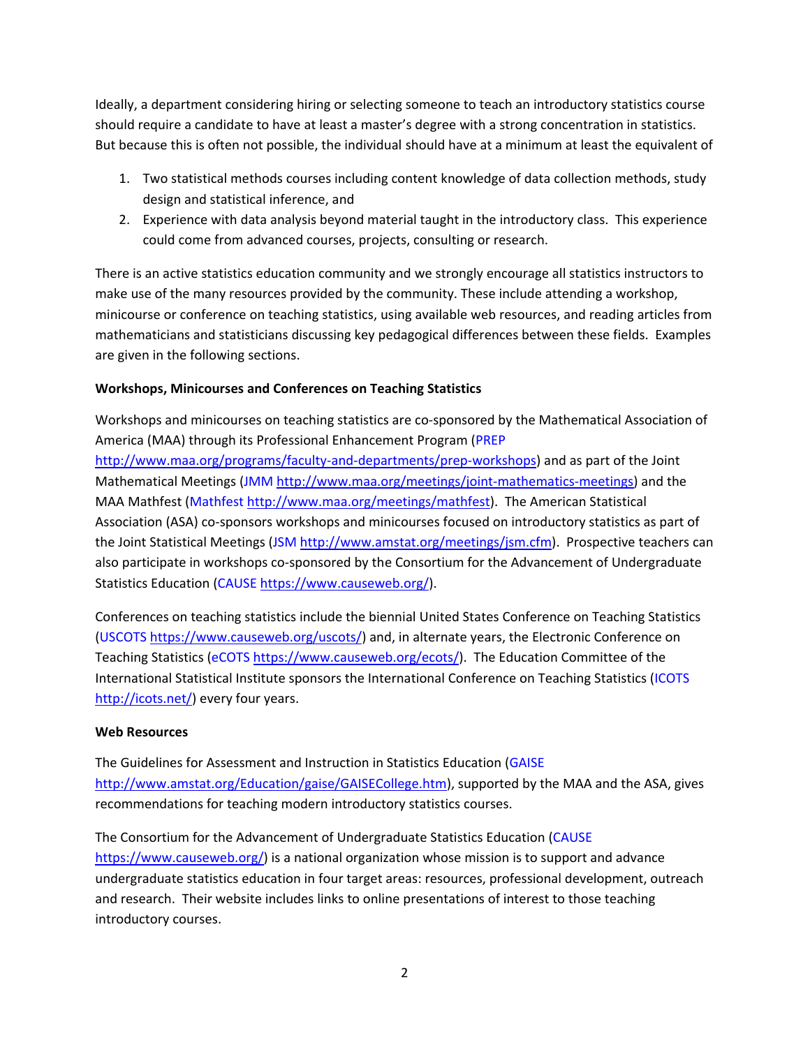Ideally, a department considering hiring or selecting someone to teach an introductory statistics course should require a candidate to have at least a master's degree with a strong concentration in statistics. But because this is often not possible, the individual should have at a minimum at least the equivalent of

1. Two statistical methods courses including content knowledge of data collection methods, study design and statistical inference, and
2. Experience with data analysis beyond material taught in the introductory class. This experience could come from advanced courses, projects, consulting or research.

There is an active statistics education community and we strongly encourage all statistics instructors to make use of the many resources provided by the community. These include attending a workshop, minicourse or conference on teaching statistics, using available web resources, and reading articles from mathematicians and statisticians discussing key pedagogical differences between these fields. Examples are given in the following sections.

**Workshops, Minicourses and Conferences on Teaching Statistics**

Workshops and minicourses on teaching statistics are co-sponsored by the Mathematical Association of America (MAA) through its Professional Enhancement Program (PREP http://www.maa.org/programs/faculty-and-departments/prep-workshops) and as part of the Joint Mathematical Meetings (JMM http://www.maa.org/meetings/joint-mathematics-meetings) and the MAA Mathfest (Mathfest http://www.maa.org/meetings/mathfest). The American Statistical Association (ASA) co-sponsors workshops and minicourses focused on introductory statistics as part of the Joint Statistical Meetings (JSM http://www.amstat.org/meetings/jsm.cfm). Prospective teachers can also participate in workshops co-sponsored by the Consortium for the Advancement of Undergraduate Statistics Education (CAUSE https://www.causeweb.org/).

Conferences on teaching statistics include the biennial United States Conference on Teaching Statistics (USCOTS https://www.causeweb.org/uscots/) and, in alternate years, the Electronic Conference on Teaching Statistics (eCOTS https://www.causeweb.org/ecots/). The Education Committee of the International Statistical Institute sponsors the International Conference on Teaching Statistics (ICOTS http://icots.net/) every four years.

**Web Resources**

The Guidelines for Assessment and Instruction in Statistics Education (GAISE http://www.amstat.org/Education/gaise/GAISECollege.htm), supported by the MAA and the ASA, gives recommendations for teaching modern introductory statistics courses.

The Consortium for the Advancement of Undergraduate Statistics Education (CAUSE https://www.causeweb.org/) is a national organization whose mission is to support and advance undergraduate statistics education in four target areas: resources, professional development, outreach and research. Their website includes links to online presentations of interest to those teaching introductory courses.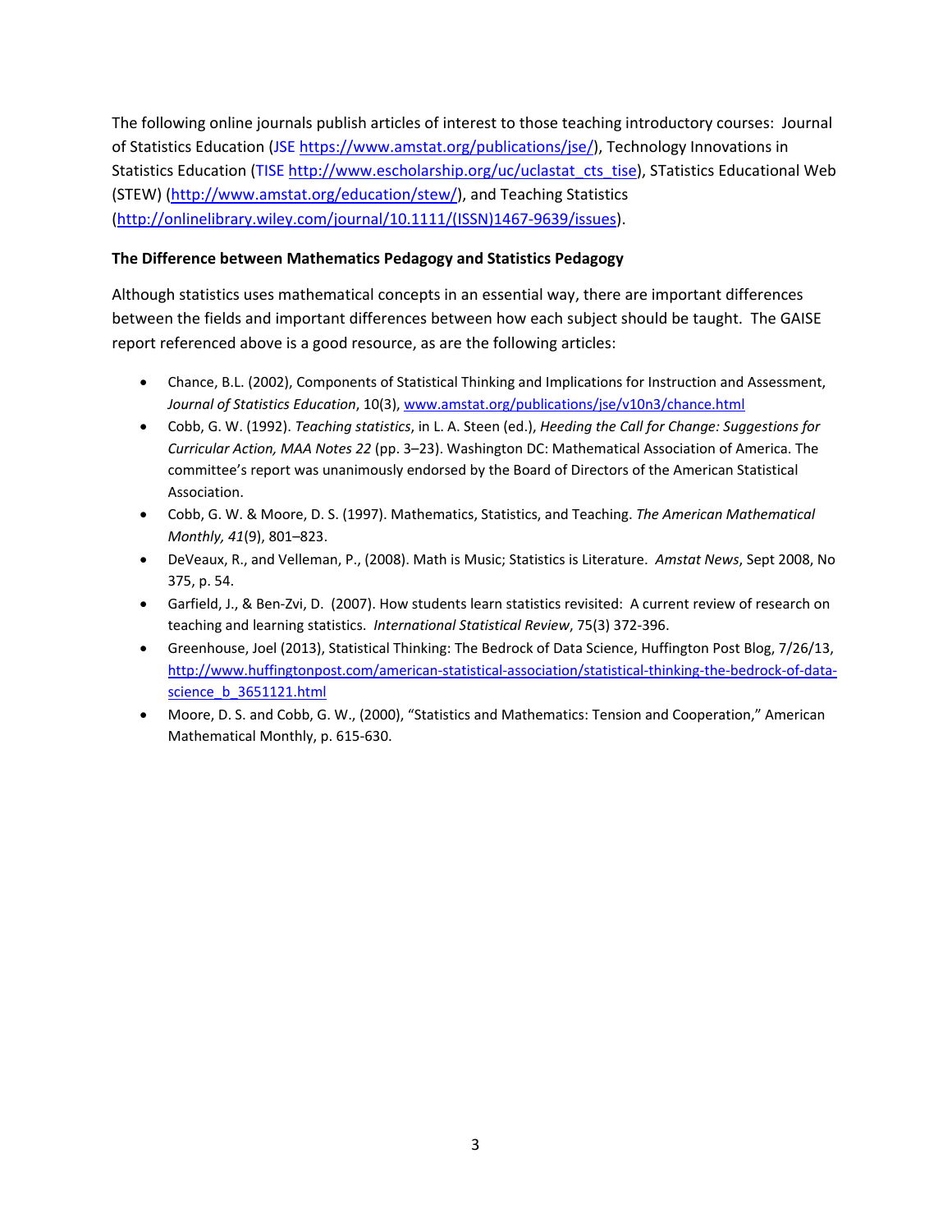The following online journals publish articles of interest to those teaching introductory courses: Journal of Statistics Education (JSE https://www.amstat.org/publications/jse/), Technology Innovations in Statistics Education (TISE http://www.escholarship.org/uc/uclastat_cts_tise), STatistics Educational Web (STEW) (http://www.amstat.org/education/stew/), and Teaching Statistics (http://onlinelibrary.wiley.com/journal/10.1111/(ISSN)1467-9639/issues).

**The Difference between Mathematics Pedagogy and Statistics Pedagogy**

Although statistics uses mathematical concepts in an essential way, there are important differences between the fields and important differences between how each subject should be taught. The GAISE report referenced above is a good resource, as are the following articles:

- Chance, B.L. (2002), Components of Statistical Thinking and Implications for Instruction and Assessment, *Journal of Statistics Education*, 10(3), www.amstat.org/publications/jse/v10n3/chance.html
- Cobb, G. W. (1992). *Teaching statistics*, in L. A. Steen (ed.), *Heeding the Call for Change: Suggestions for Curricular Action, MAA Notes 22* (pp. 3–23). Washington DC: Mathematical Association of America. The committee's report was unanimously endorsed by the Board of Directors of the American Statistical Association.
- Cobb, G. W. & Moore, D. S. (1997). Mathematics, Statistics, and Teaching. *The American Mathematical Monthly, 41*(9), 801–823.
- DeVeaux, R., and Velleman, P., (2008). Math is Music; Statistics is Literature. *Amstat News*, Sept 2008, No 375, p. 54.
- Garfield, J., & Ben-Zvi, D. (2007). How students learn statistics revisited: A current review of research on teaching and learning statistics. *International Statistical Review*, 75(3) 372-396.
- Greenhouse, Joel (2013), Statistical Thinking: The Bedrock of Data Science, Huffington Post Blog, 7/26/13, http://www.huffingtonpost.com/american-statistical-association/statistical-thinking-the-bedrock-of-data-science_b_3651121.html
- Moore, D. S. and Cobb, G. W., (2000), "Statistics and Mathematics: Tension and Cooperation," American Mathematical Monthly, p. 615-630.